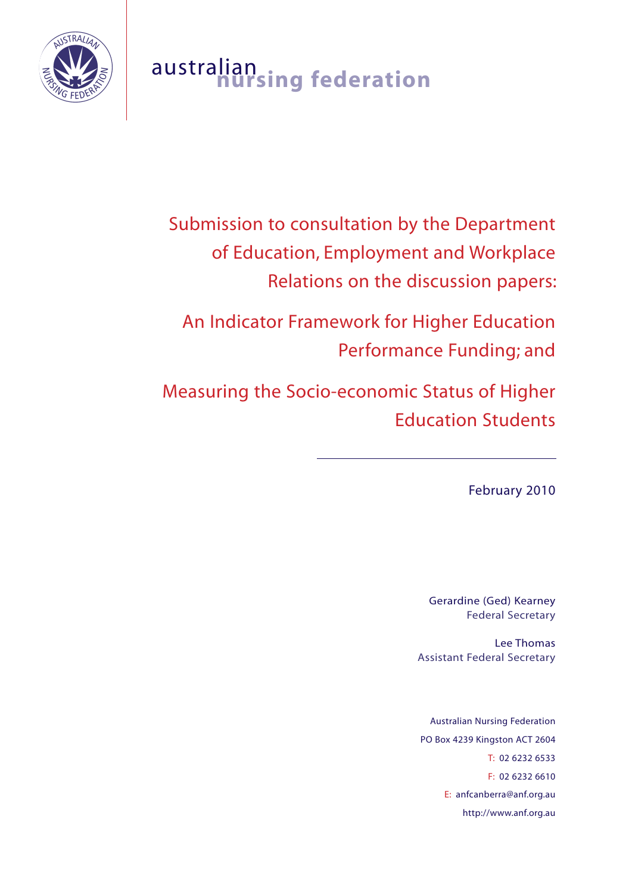australian **nursing federation**

# Submission to consultation by the Department of Education, Employment and Workplace Relations on the discussion papers:

# An Indicator Framework for Higher Education Performance Funding; and

# Measuring the Socio-economic Status of Higher Education Students

---

February 2010

Gerardine (Ged) Kearney
Federal Secretary

Lee Thomas
Assistant Federal Secretary

Australian Nursing Federation
PO Box 4239 Kingston ACT 2604
T: 02 6232 6533
F: 02 6232 6610
E: anfcanberra@anf.org.au
http://www.anf.org.au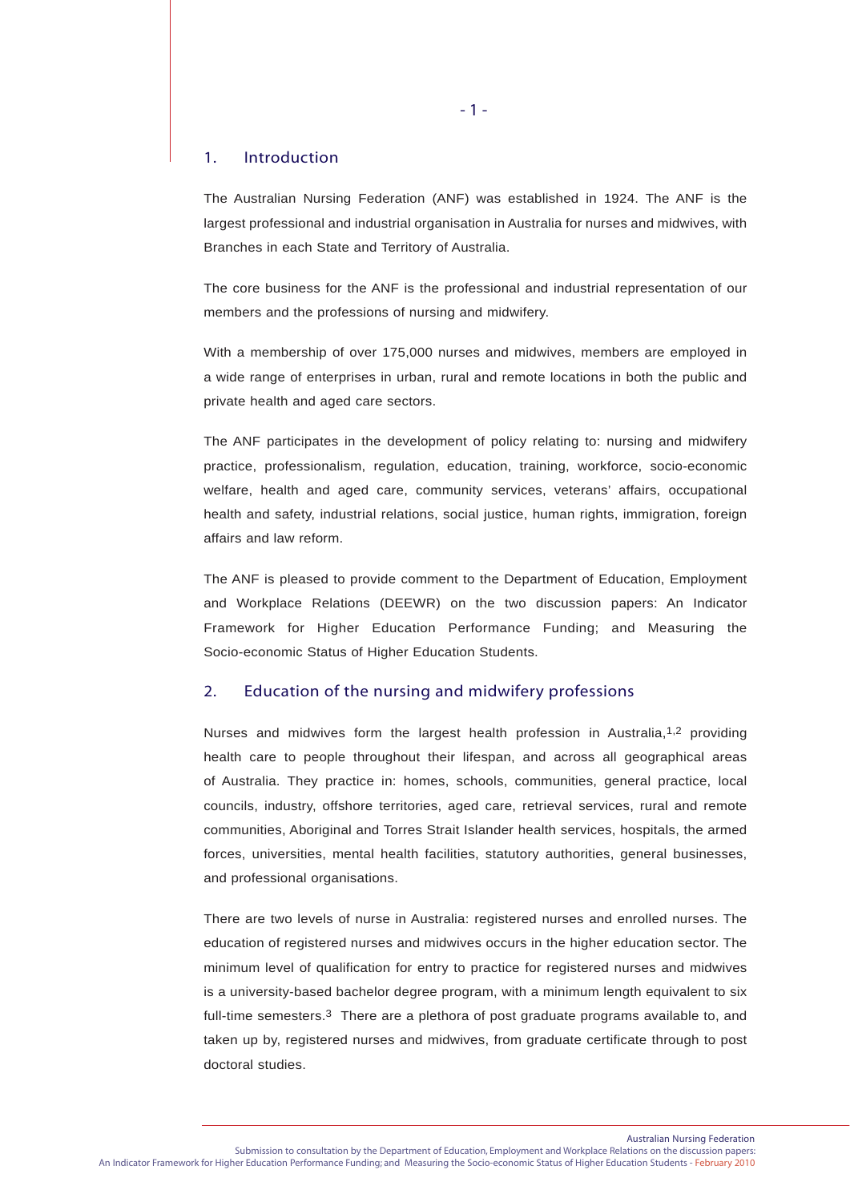## 1. Introduction

The Australian Nursing Federation (ANF) was established in 1924. The ANF is the largest professional and industrial organisation in Australia for nurses and midwives, with Branches in each State and Territory of Australia.

The core business for the ANF is the professional and industrial representation of our members and the professions of nursing and midwifery.

With a membership of over 175,000 nurses and midwives, members are employed in a wide range of enterprises in urban, rural and remote locations in both the public and private health and aged care sectors.

The ANF participates in the development of policy relating to: nursing and midwifery practice, professionalism, regulation, education, training, workforce, socio-economic welfare, health and aged care, community services, veterans' affairs, occupational health and safety, industrial relations, social justice, human rights, immigration, foreign affairs and law reform.

The ANF is pleased to provide comment to the Department of Education, Employment and Workplace Relations (DEEWR) on the two discussion papers: An Indicator Framework for Higher Education Performance Funding; and Measuring the Socio-economic Status of Higher Education Students.

## 2. Education of the nursing and midwifery professions

Nurses and midwives form the largest health profession in Australia,[1,2] providing health care to people throughout their lifespan, and across all geographical areas of Australia. They practice in: homes, schools, communities, general practice, local councils, industry, offshore territories, aged care, retrieval services, rural and remote communities, Aboriginal and Torres Strait Islander health services, hospitals, the armed forces, universities, mental health facilities, statutory authorities, general businesses, and professional organisations.

There are two levels of nurse in Australia: registered nurses and enrolled nurses. The education of registered nurses and midwives occurs in the higher education sector. The minimum level of qualification for entry to practice for registered nurses and midwives is a university-based bachelor degree program, with a minimum length equivalent to six full-time semesters.[3] There are a plethora of post graduate programs available to, and taken up by, registered nurses and midwives, from graduate certificate through to post doctoral studies.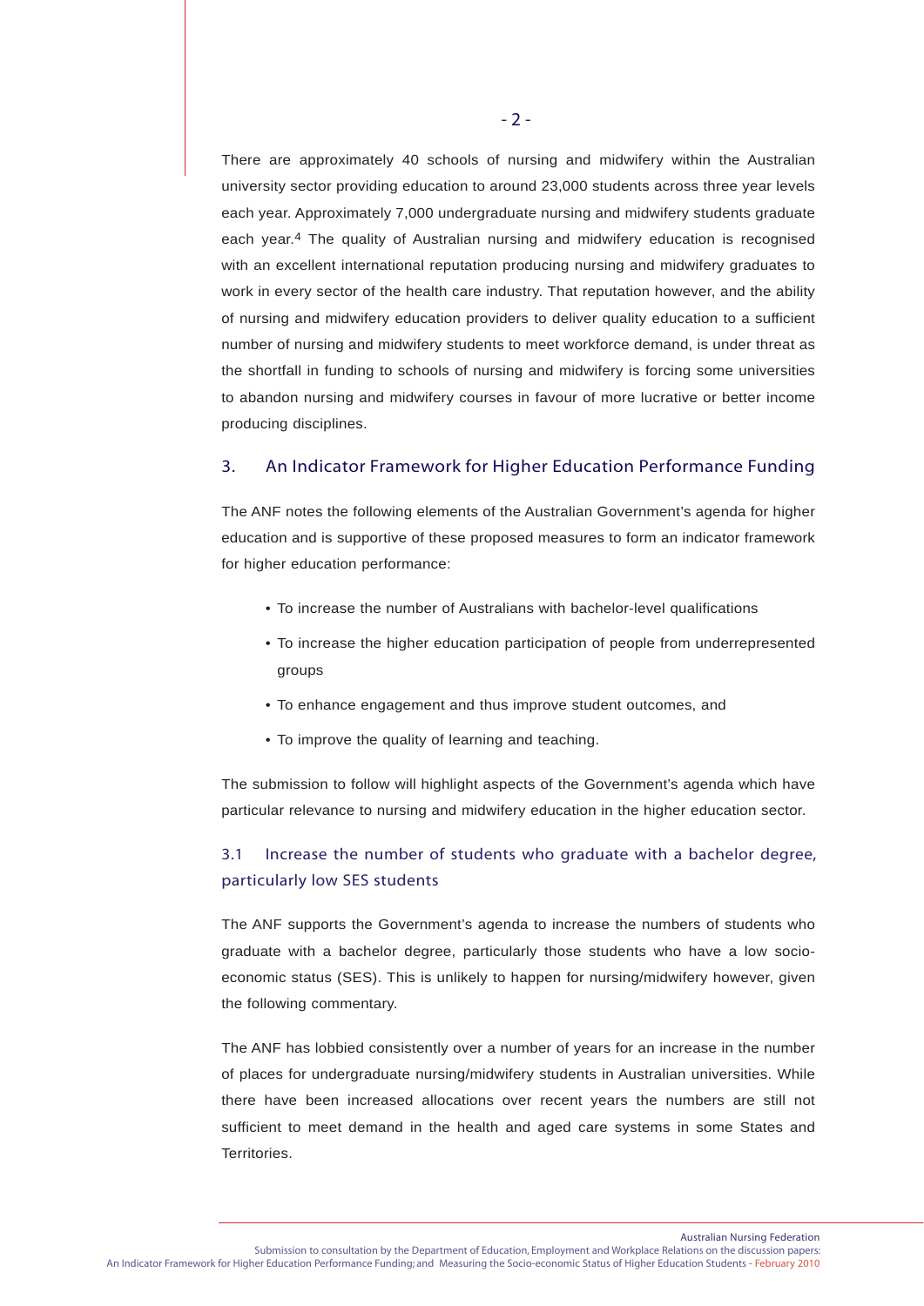There are approximately 40 schools of nursing and midwifery within the Australian university sector providing education to around 23,000 students across three year levels each year. Approximately 7,000 undergraduate nursing and midwifery students graduate each year.[4] The quality of Australian nursing and midwifery education is recognised with an excellent international reputation producing nursing and midwifery graduates to work in every sector of the health care industry. That reputation however, and the ability of nursing and midwifery education providers to deliver quality education to a sufficient number of nursing and midwifery students to meet workforce demand, is under threat as the shortfall in funding to schools of nursing and midwifery is forcing some universities to abandon nursing and midwifery courses in favour of more lucrative or better income producing disciplines.

## 3. An Indicator Framework for Higher Education Performance Funding

The ANF notes the following elements of the Australian Government's agenda for higher education and is supportive of these proposed measures to form an indicator framework for higher education performance:

- To increase the number of Australians with bachelor-level qualifications
- To increase the higher education participation of people from underrepresented groups
- To enhance engagement and thus improve student outcomes, and
- To improve the quality of learning and teaching.

The submission to follow will highlight aspects of the Government's agenda which have particular relevance to nursing and midwifery education in the higher education sector.

### 3.1 Increase the number of students who graduate with a bachelor degree, particularly low SES students

The ANF supports the Government's agenda to increase the numbers of students who graduate with a bachelor degree, particularly those students who have a low socio-economic status (SES). This is unlikely to happen for nursing/midwifery however, given the following commentary.

The ANF has lobbied consistently over a number of years for an increase in the number of places for undergraduate nursing/midwifery students in Australian universities. While there have been increased allocations over recent years the numbers are still not sufficient to meet demand in the health and aged care systems in some States and Territories.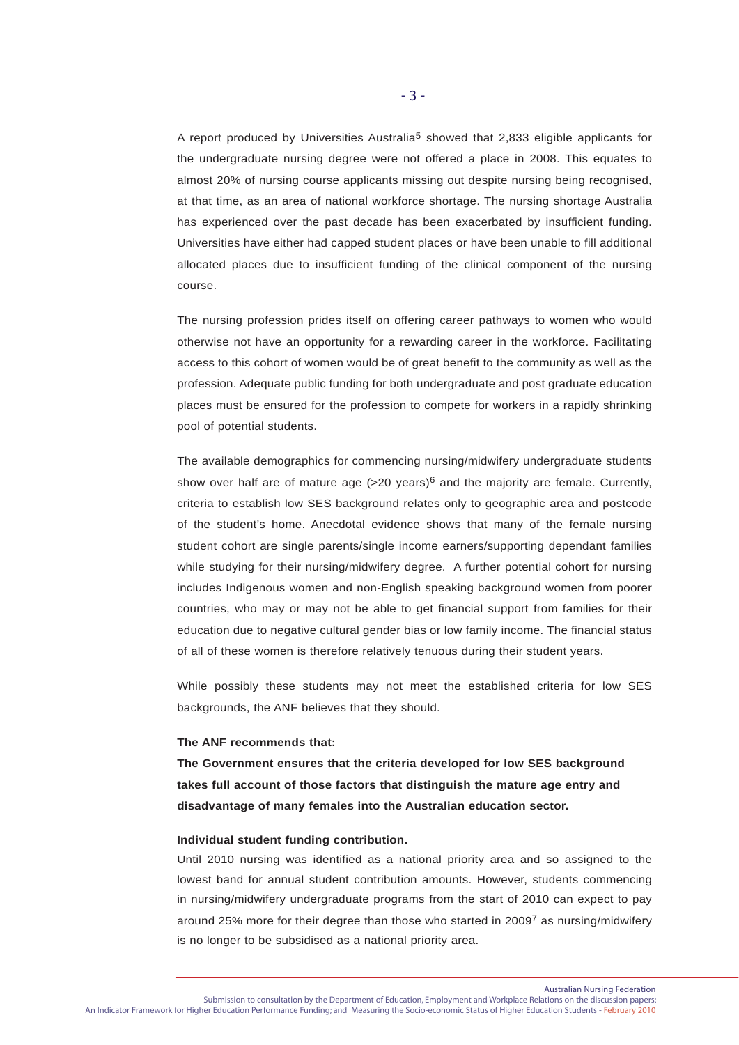A report produced by Universities Australia[5] showed that 2,833 eligible applicants for the undergraduate nursing degree were not offered a place in 2008. This equates to almost 20% of nursing course applicants missing out despite nursing being recognised, at that time, as an area of national workforce shortage. The nursing shortage Australia has experienced over the past decade has been exacerbated by insufficient funding. Universities have either had capped student places or have been unable to fill additional allocated places due to insufficient funding of the clinical component of the nursing course.

The nursing profession prides itself on offering career pathways to women who would otherwise not have an opportunity for a rewarding career in the workforce. Facilitating access to this cohort of women would be of great benefit to the community as well as the profession. Adequate public funding for both undergraduate and post graduate education places must be ensured for the profession to compete for workers in a rapidly shrinking pool of potential students.

The available demographics for commencing nursing/midwifery undergraduate students show over half are of mature age (>20 years)[6] and the majority are female. Currently, criteria to establish low SES background relates only to geographic area and postcode of the student's home. Anecdotal evidence shows that many of the female nursing student cohort are single parents/single income earners/supporting dependant families while studying for their nursing/midwifery degree. A further potential cohort for nursing includes Indigenous women and non-English speaking background women from poorer countries, who may or may not be able to get financial support from families for their education due to negative cultural gender bias or low family income. The financial status of all of these women is therefore relatively tenuous during their student years.

While possibly these students may not meet the established criteria for low SES backgrounds, the ANF believes that they should.

**The ANF recommends that:**

**The Government ensures that the criteria developed for low SES background takes full account of those factors that distinguish the mature age entry and disadvantage of many females into the Australian education sector.**

**Individual student funding contribution.**

Until 2010 nursing was identified as a national priority area and so assigned to the lowest band for annual student contribution amounts. However, students commencing in nursing/midwifery undergraduate programs from the start of 2010 can expect to pay around 25% more for their degree than those who started in 2009[7] as nursing/midwifery is no longer to be subsidised as a national priority area.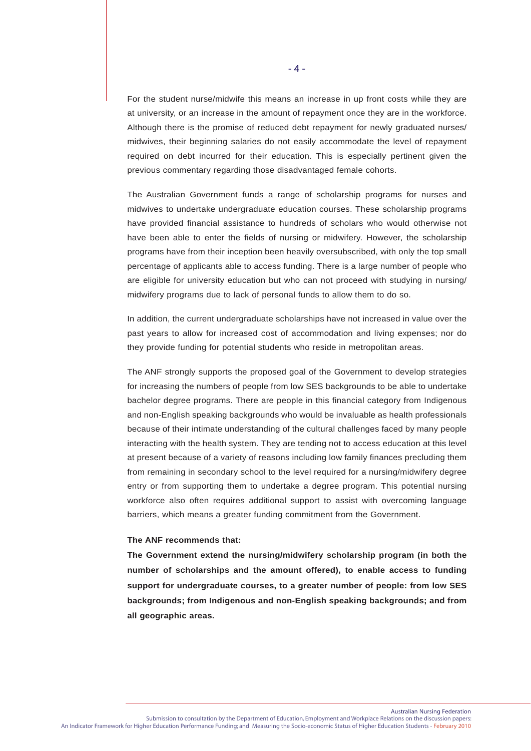For the student nurse/midwife this means an increase in up front costs while they are at university, or an increase in the amount of repayment once they are in the workforce. Although there is the promise of reduced debt repayment for newly graduated nurses/ midwives, their beginning salaries do not easily accommodate the level of repayment required on debt incurred for their education. This is especially pertinent given the previous commentary regarding those disadvantaged female cohorts.

The Australian Government funds a range of scholarship programs for nurses and midwives to undertake undergraduate education courses. These scholarship programs have provided financial assistance to hundreds of scholars who would otherwise not have been able to enter the fields of nursing or midwifery. However, the scholarship programs have from their inception been heavily oversubscribed, with only the top small percentage of applicants able to access funding. There is a large number of people who are eligible for university education but who can not proceed with studying in nursing/ midwifery programs due to lack of personal funds to allow them to do so.

In addition, the current undergraduate scholarships have not increased in value over the past years to allow for increased cost of accommodation and living expenses; nor do they provide funding for potential students who reside in metropolitan areas.

The ANF strongly supports the proposed goal of the Government to develop strategies for increasing the numbers of people from low SES backgrounds to be able to undertake bachelor degree programs. There are people in this financial category from Indigenous and non-English speaking backgrounds who would be invaluable as health professionals because of their intimate understanding of the cultural challenges faced by many people interacting with the health system. They are tending not to access education at this level at present because of a variety of reasons including low family finances precluding them from remaining in secondary school to the level required for a nursing/midwifery degree entry or from supporting them to undertake a degree program. This potential nursing workforce also often requires additional support to assist with overcoming language barriers, which means a greater funding commitment from the Government.

**The ANF recommends that:**

**The Government extend the nursing/midwifery scholarship program (in both the number of scholarships and the amount offered), to enable access to funding support for undergraduate courses, to a greater number of people: from low SES backgrounds; from Indigenous and non-English speaking backgrounds; and from all geographic areas.**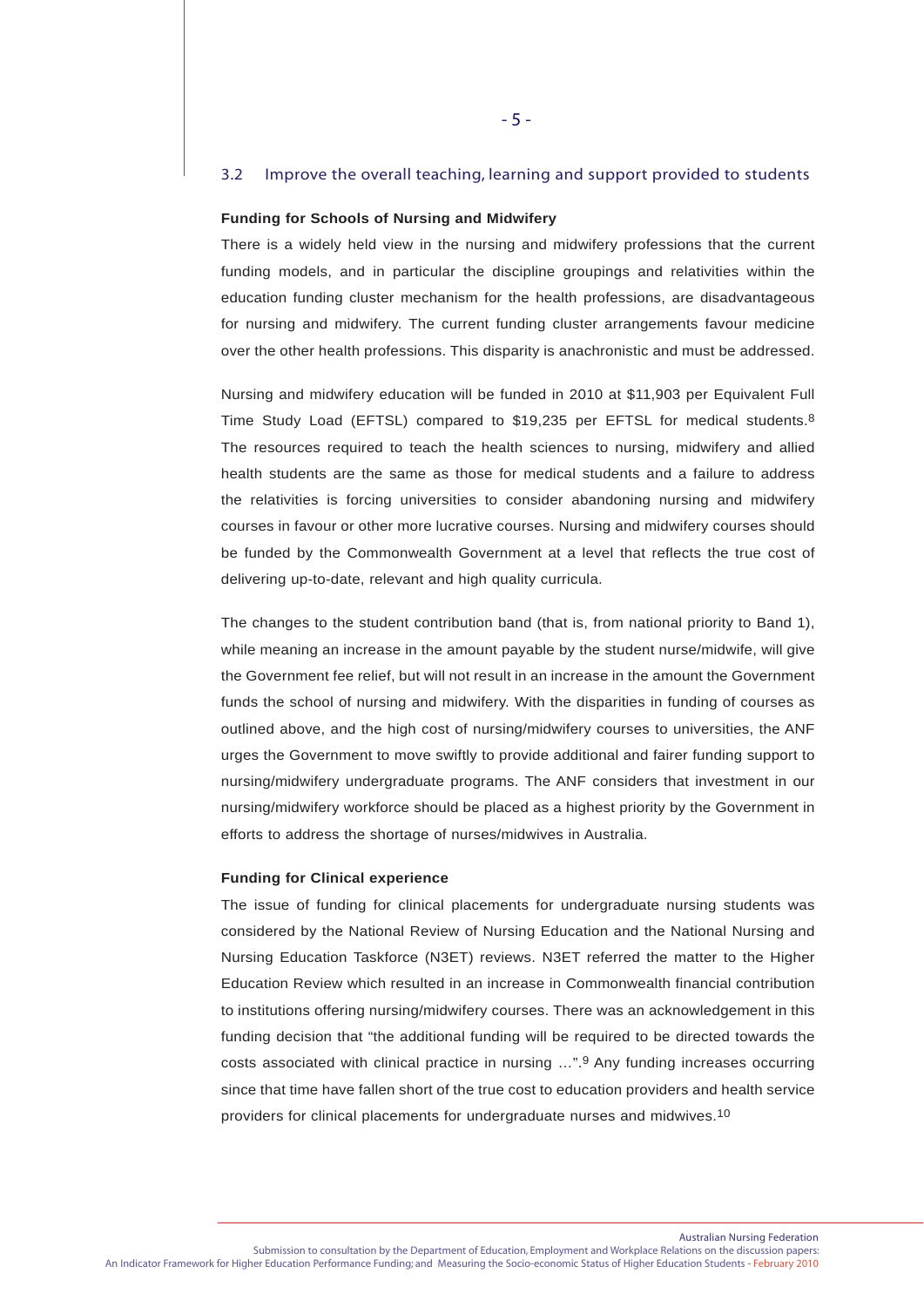## 3.2 Improve the overall teaching, learning and support provided to students

**Funding for Schools of Nursing and Midwifery**

There is a widely held view in the nursing and midwifery professions that the current funding models, and in particular the discipline groupings and relativities within the education funding cluster mechanism for the health professions, are disadvantageous for nursing and midwifery. The current funding cluster arrangements favour medicine over the other health professions. This disparity is anachronistic and must be addressed.

Nursing and midwifery education will be funded in 2010 at $11,903 per Equivalent Full Time Study Load (EFTSL) compared to $19,235 per EFTSL for medical students.[8] The resources required to teach the health sciences to nursing, midwifery and allied health students are the same as those for medical students and a failure to address the relativities is forcing universities to consider abandoning nursing and midwifery courses in favour or other more lucrative courses. Nursing and midwifery courses should be funded by the Commonwealth Government at a level that reflects the true cost of delivering up-to-date, relevant and high quality curricula.

The changes to the student contribution band (that is, from national priority to Band 1), while meaning an increase in the amount payable by the student nurse/midwife, will give the Government fee relief, but will not result in an increase in the amount the Government funds the school of nursing and midwifery. With the disparities in funding of courses as outlined above, and the high cost of nursing/midwifery courses to universities, the ANF urges the Government to move swiftly to provide additional and fairer funding support to nursing/midwifery undergraduate programs. The ANF considers that investment in our nursing/midwifery workforce should be placed as a highest priority by the Government in efforts to address the shortage of nurses/midwives in Australia.

**Funding for Clinical experience**

The issue of funding for clinical placements for undergraduate nursing students was considered by the National Review of Nursing Education and the National Nursing and Nursing Education Taskforce (N3ET) reviews. N3ET referred the matter to the Higher Education Review which resulted in an increase in Commonwealth financial contribution to institutions offering nursing/midwifery courses. There was an acknowledgement in this funding decision that "the additional funding will be required to be directed towards the costs associated with clinical practice in nursing ...".[9] Any funding increases occurring since that time have fallen short of the true cost to education providers and health service providers for clinical placements for undergraduate nurses and midwives.[10]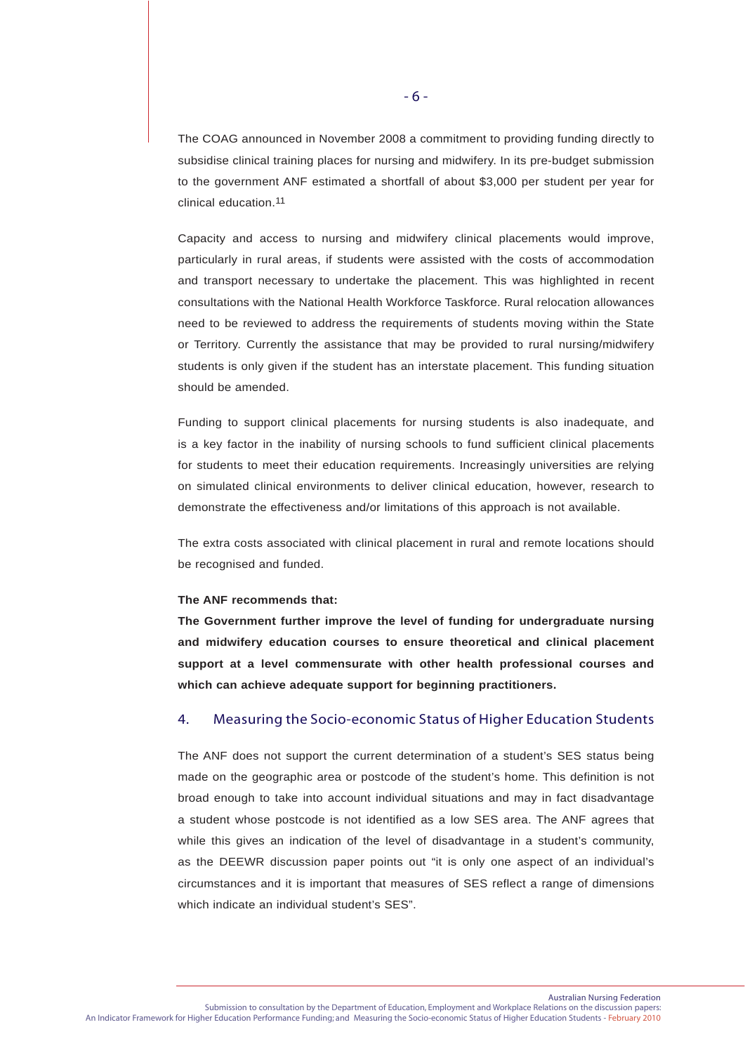The COAG announced in November 2008 a commitment to providing funding directly to subsidise clinical training places for nursing and midwifery. In its pre-budget submission to the government ANF estimated a shortfall of about $3,000 per student per year for clinical education.[11]

Capacity and access to nursing and midwifery clinical placements would improve, particularly in rural areas, if students were assisted with the costs of accommodation and transport necessary to undertake the placement. This was highlighted in recent consultations with the National Health Workforce Taskforce. Rural relocation allowances need to be reviewed to address the requirements of students moving within the State or Territory. Currently the assistance that may be provided to rural nursing/midwifery students is only given if the student has an interstate placement. This funding situation should be amended.

Funding to support clinical placements for nursing students is also inadequate, and is a key factor in the inability of nursing schools to fund sufficient clinical placements for students to meet their education requirements. Increasingly universities are relying on simulated clinical environments to deliver clinical education, however, research to demonstrate the effectiveness and/or limitations of this approach is not available.

The extra costs associated with clinical placement in rural and remote locations should be recognised and funded.

**The ANF recommends that:**

**The Government further improve the level of funding for undergraduate nursing and midwifery education courses to ensure theoretical and clinical placement support at a level commensurate with other health professional courses and which can achieve adequate support for beginning practitioners.**

## 4. Measuring the Socio-economic Status of Higher Education Students

The ANF does not support the current determination of a student's SES status being made on the geographic area or postcode of the student's home. This definition is not broad enough to take into account individual situations and may in fact disadvantage a student whose postcode is not identified as a low SES area. The ANF agrees that while this gives an indication of the level of disadvantage in a student's community, as the DEEWR discussion paper points out "it is only one aspect of an individual's circumstances and it is important that measures of SES reflect a range of dimensions which indicate an individual student's SES".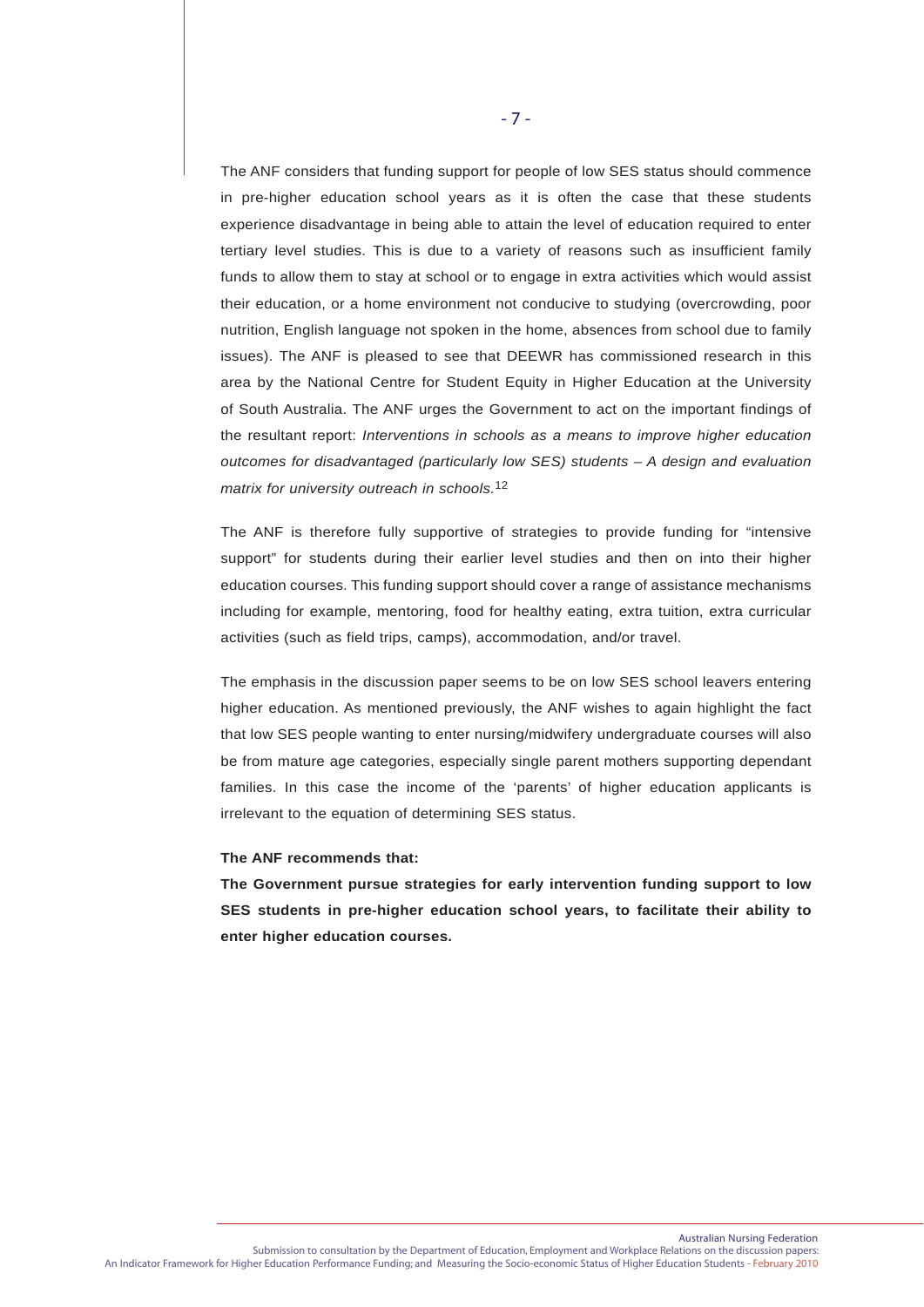The ANF considers that funding support for people of low SES status should commence in pre-higher education school years as it is often the case that these students experience disadvantage in being able to attain the level of education required to enter tertiary level studies. This is due to a variety of reasons such as insufficient family funds to allow them to stay at school or to engage in extra activities which would assist their education, or a home environment not conducive to studying (overcrowding, poor nutrition, English language not spoken in the home, absences from school due to family issues). The ANF is pleased to see that DEEWR has commissioned research in this area by the National Centre for Student Equity in Higher Education at the University of South Australia. The ANF urges the Government to act on the important findings of the resultant report: *Interventions in schools as a means to improve higher education outcomes for disadvantaged (particularly low SES) students – A design and evaluation matrix for university outreach in schools.*[12]

The ANF is therefore fully supportive of strategies to provide funding for "intensive support" for students during their earlier level studies and then on into their higher education courses. This funding support should cover a range of assistance mechanisms including for example, mentoring, food for healthy eating, extra tuition, extra curricular activities (such as field trips, camps), accommodation, and/or travel.

The emphasis in the discussion paper seems to be on low SES school leavers entering higher education. As mentioned previously, the ANF wishes to again highlight the fact that low SES people wanting to enter nursing/midwifery undergraduate courses will also be from mature age categories, especially single parent mothers supporting dependant families. In this case the income of the 'parents' of higher education applicants is irrelevant to the equation of determining SES status.

**The ANF recommends that:**

**The Government pursue strategies for early intervention funding support to low SES students in pre-higher education school years, to facilitate their ability to enter higher education courses.**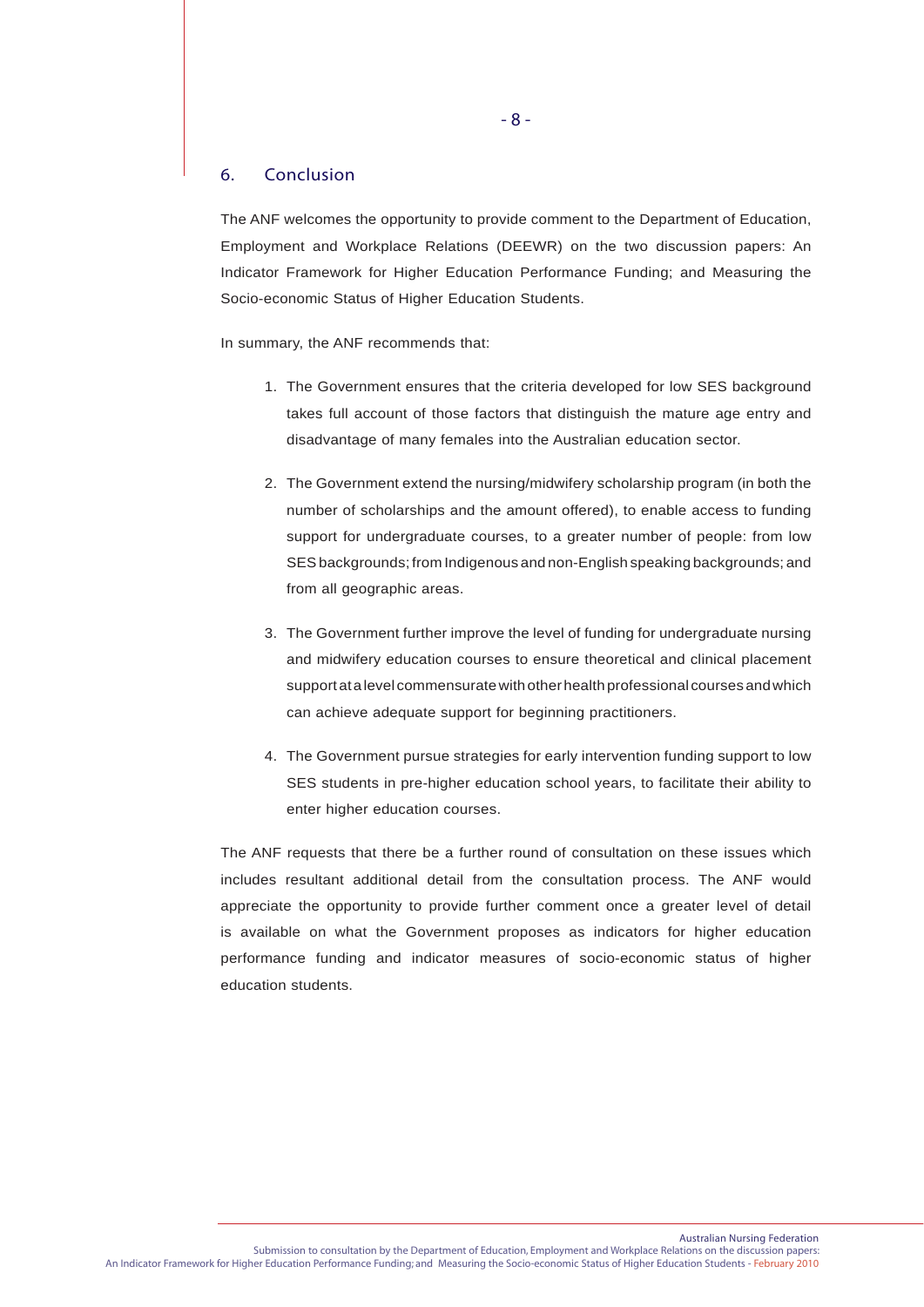## 6. Conclusion

The ANF welcomes the opportunity to provide comment to the Department of Education, Employment and Workplace Relations (DEEWR) on the two discussion papers: An Indicator Framework for Higher Education Performance Funding; and Measuring the Socio-economic Status of Higher Education Students.

In summary, the ANF recommends that:

1. The Government ensures that the criteria developed for low SES background takes full account of those factors that distinguish the mature age entry and disadvantage of many females into the Australian education sector.

2. The Government extend the nursing/midwifery scholarship program (in both the number of scholarships and the amount offered), to enable access to funding support for undergraduate courses, to a greater number of people: from low SES backgrounds; from Indigenous and non-English speaking backgrounds; and from all geographic areas.

3. The Government further improve the level of funding for undergraduate nursing and midwifery education courses to ensure theoretical and clinical placement support at a level commensurate with other health professional courses and which can achieve adequate support for beginning practitioners.

4. The Government pursue strategies for early intervention funding support to low SES students in pre-higher education school years, to facilitate their ability to enter higher education courses.

The ANF requests that there be a further round of consultation on these issues which includes resultant additional detail from the consultation process. The ANF would appreciate the opportunity to provide further comment once a greater level of detail is available on what the Government proposes as indicators for higher education performance funding and indicator measures of socio-economic status of higher education students.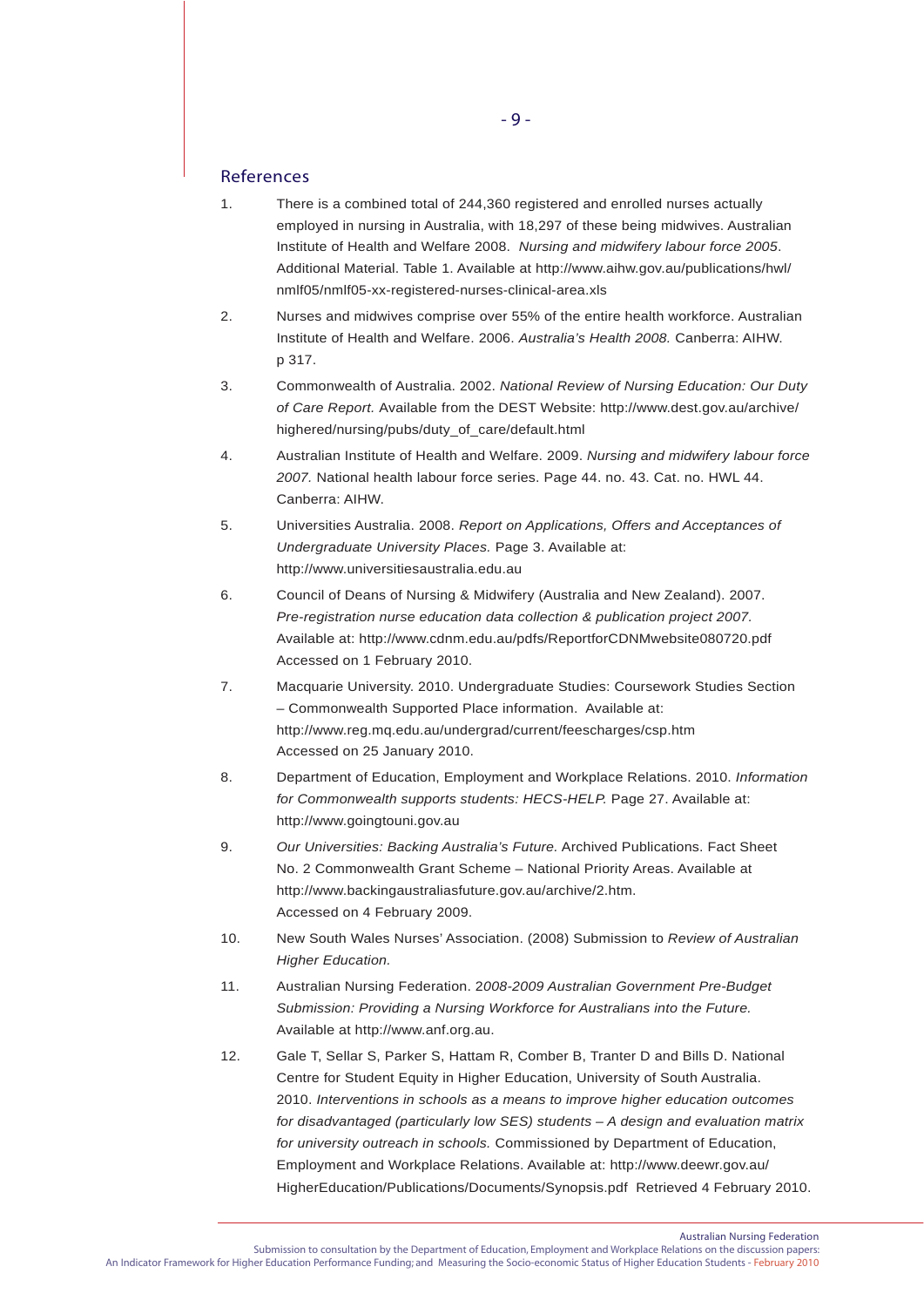## References

1. There is a combined total of 244,360 registered and enrolled nurses actually employed in nursing in Australia, with 18,297 of these being midwives. Australian Institute of Health and Welfare 2008. *Nursing and midwifery labour force 2005*. Additional Material. Table 1. Available at http://www.aihw.gov.au/publications/hwl/nmlf05/nmlf05-xx-registered-nurses-clinical-area.xls

2. Nurses and midwives comprise over 55% of the entire health workforce. Australian Institute of Health and Welfare. 2006. *Australia's Health 2008.* Canberra: AIHW. p 317.

3. Commonwealth of Australia. 2002. *National Review of Nursing Education: Our Duty of Care Report.* Available from the DEST Website: http://www.dest.gov.au/archive/highered/nursing/pubs/duty_of_care/default.html

4. Australian Institute of Health and Welfare. 2009. *Nursing and midwifery labour force 2007.* National health labour force series. Page 44. no. 43. Cat. no. HWL 44. Canberra: AIHW.

5. Universities Australia. 2008. *Report on Applications, Offers and Acceptances of Undergraduate University Places.* Page 3. Available at: http://www.universitiesaustralia.edu.au

6. Council of Deans of Nursing & Midwifery (Australia and New Zealand). 2007. *Pre-registration nurse education data collection & publication project 2007.* Available at: http://www.cdnm.edu.au/pdfs/ReportforCDNMwebsite080720.pdf Accessed on 1 February 2010.

7. Macquarie University. 2010. Undergraduate Studies: Coursework Studies Section – Commonwealth Supported Place information. Available at: http://www.reg.mq.edu.au/undergrad/current/feescharges/csp.htm Accessed on 25 January 2010.

8. Department of Education, Employment and Workplace Relations. 2010. *Information for Commonwealth supports students: HECS-HELP.* Page 27. Available at: http://www.goingtouni.gov.au

9. *Our Universities: Backing Australia's Future.* Archived Publications. Fact Sheet No. 2 Commonwealth Grant Scheme – National Priority Areas. Available at http://www.backingaustraliasfuture.gov.au/archive/2.htm. Accessed on 4 February 2009.

10. New South Wales Nurses' Association. (2008) Submission to *Review of Australian Higher Education.*

11. Australian Nursing Federation. *2008-2009 Australian Government Pre-Budget Submission: Providing a Nursing Workforce for Australians into the Future.* Available at http://www.anf.org.au.

12. Gale T, Sellar S, Parker S, Hattam R, Comber B, Tranter D and Bills D. National Centre for Student Equity in Higher Education, University of South Australia. 2010. *Interventions in schools as a means to improve higher education outcomes for disadvantaged (particularly low SES) students – A design and evaluation matrix for university outreach in schools.* Commissioned by Department of Education, Employment and Workplace Relations. Available at: http://www.deewr.gov.au/HigherEducation/Publications/Documents/Synopsis.pdf Retrieved 4 February 2010.